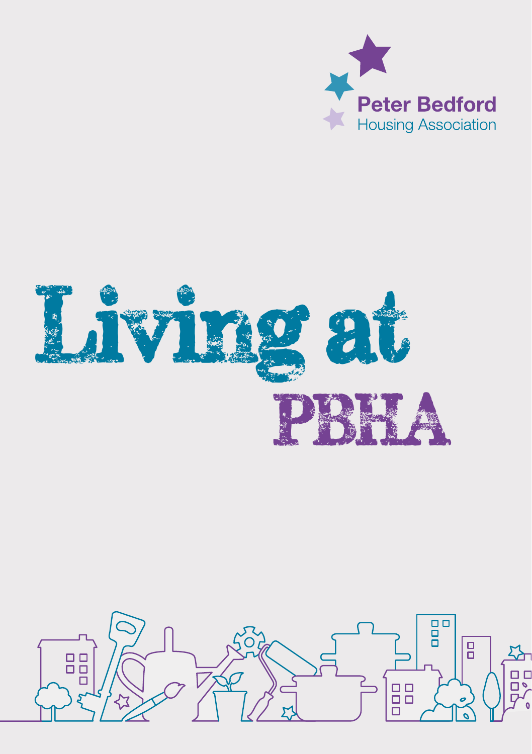Peter Bedford
Housing Association

# Living at PBHA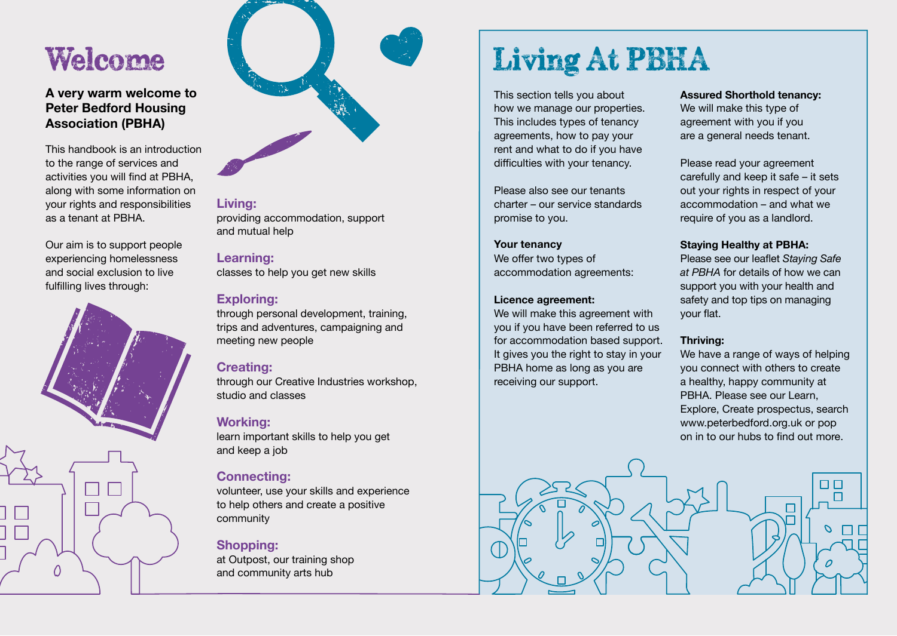# Welcome

**A very warm welcome to Peter Bedford Housing Association (PBHA)**

This handbook is an introduction to the range of services and activities you will find at PBHA, along with some information on your rights and responsibilities as a tenant at PBHA.

Our aim is to support people experiencing homelessness and social exclusion to live fulfilling lives through:

**Living:**
providing accommodation, support and mutual help

**Learning:**
classes to help you get new skills

**Exploring:**
through personal development, training, trips and adventures, campaigning and meeting new people

**Creating:**
through our Creative Industries workshop, studio and classes

**Working:**
learn important skills to help you get and keep a job

**Connecting:**
volunteer, use your skills and experience to help others and create a positive community

**Shopping:**
at Outpost, our training shop and community arts hub

# Living At PBHA

This section tells you about how we manage our properties. This includes types of tenancy agreements, how to pay your rent and what to do if you have difficulties with your tenancy.

Please also see our tenants charter – our service standards promise to you.

**Your tenancy**
We offer two types of accommodation agreements:

**Licence agreement:**
We will make this agreement with you if you have been referred to us for accommodation based support. It gives you the right to stay in your PBHA home as long as you are receiving our support.

**Assured Shorthold tenancy:**
We will make this type of agreement with you if you are a general needs tenant.

Please read your agreement carefully and keep it safe – it sets out your rights in respect of your accommodation – and what we require of you as a landlord.

**Staying Healthy at PBHA:**
Please see our leaflet *Staying Safe at PBHA* for details of how we can support you with your health and safety and top tips on managing your flat.

**Thriving:**
We have a range of ways of helping you connect with others to create a healthy, happy community at PBHA. Please see our Learn, Explore, Create prospectus, search www.peterbedford.org.uk or pop on in to our hubs to find out more.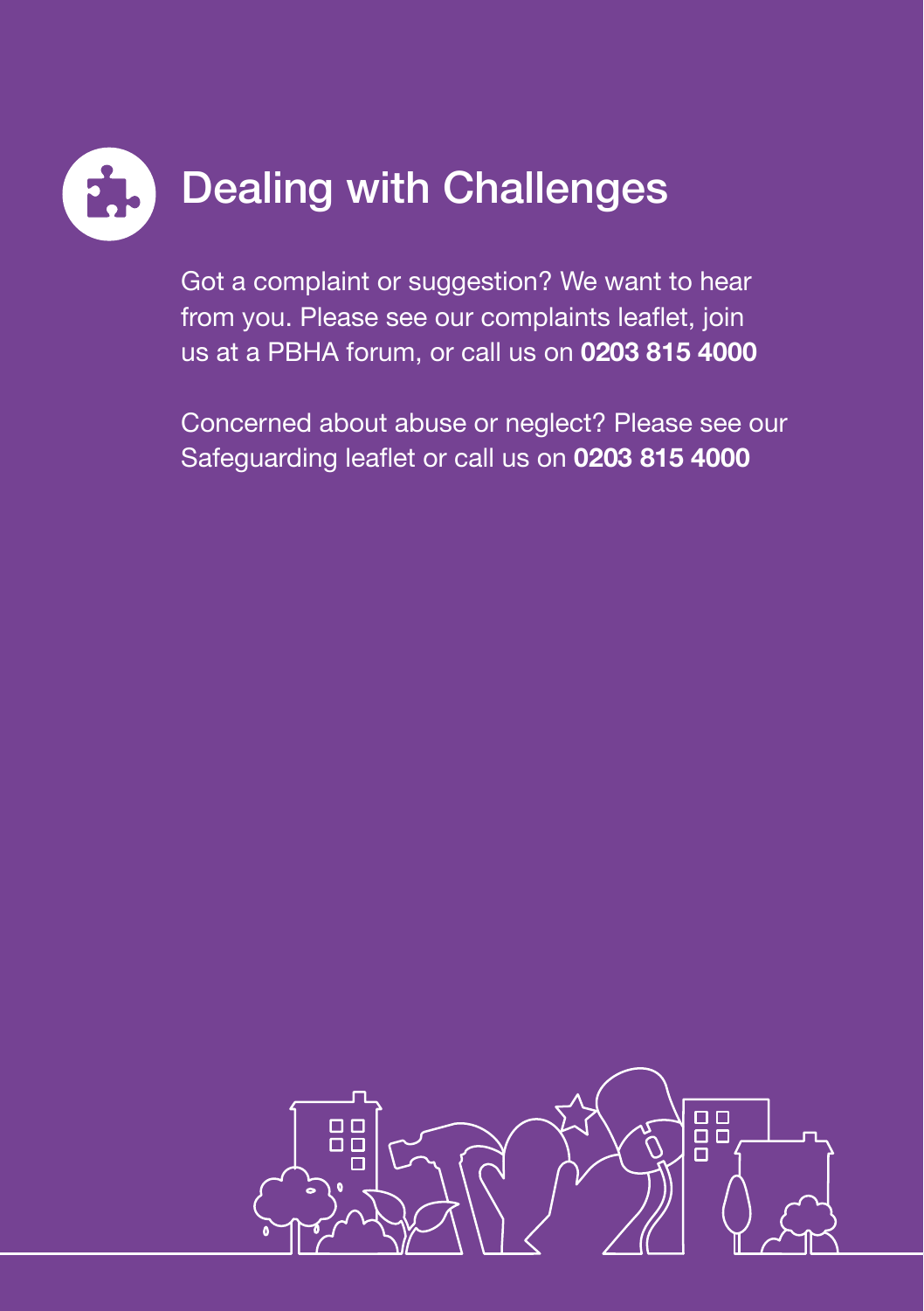# Dealing with Challenges

Got a complaint or suggestion? We want to hear from you. Please see our complaints leaflet, join us at a PBHA forum, or call us on **0203 815 4000**

Concerned about abuse or neglect? Please see our Safeguarding leaflet or call us on **0203 815 4000**